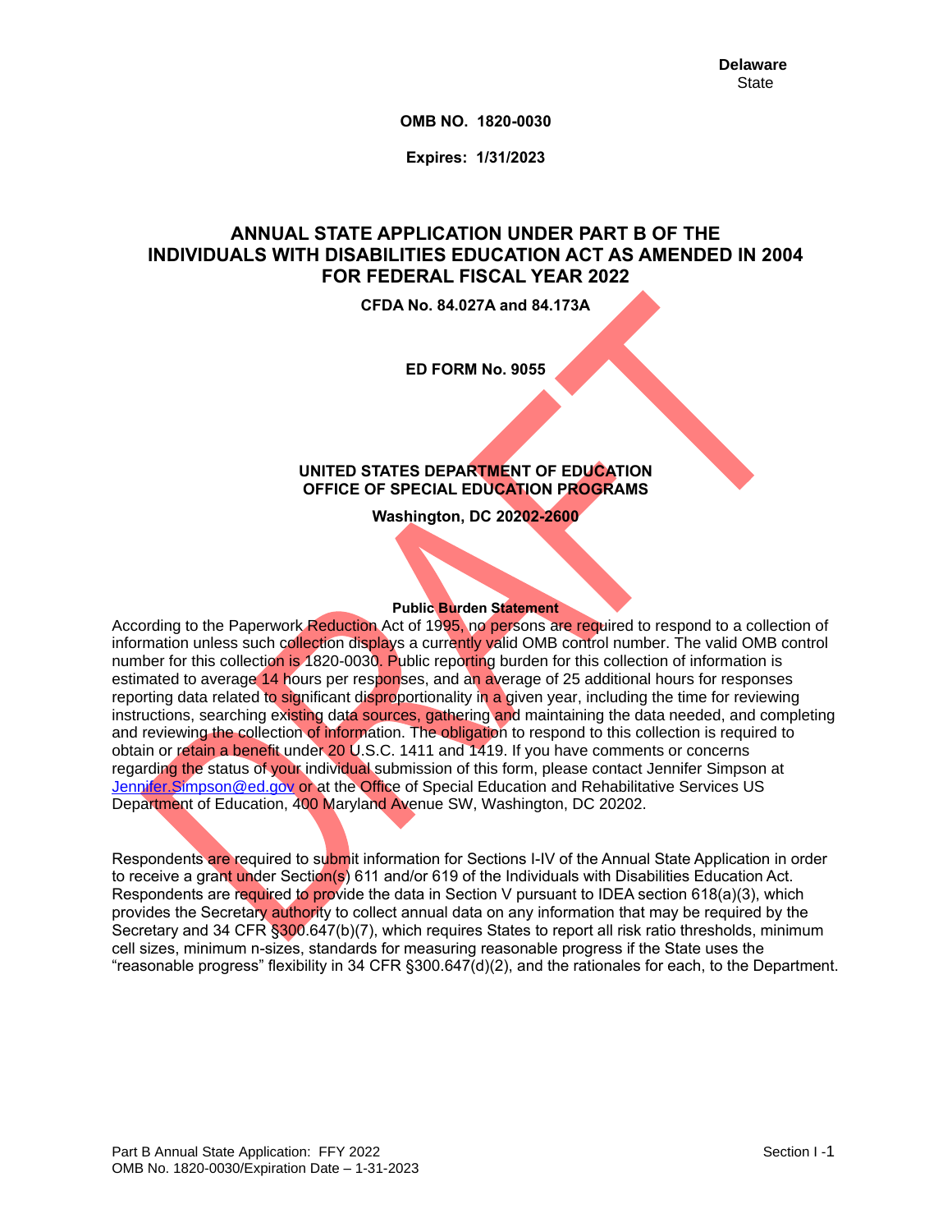**Delaware**
State

**OMB NO. 1820-0030**

**Expires: 1/31/2023**

# ANNUAL STATE APPLICATION UNDER PART B OF THE INDIVIDUALS WITH DISABILITIES EDUCATION ACT AS AMENDED IN 2004 FOR FEDERAL FISCAL YEAR 2022

**CFDA No. 84.027A and 84.173A**

**ED FORM No. 9055**

**UNITED STATES DEPARTMENT OF EDUCATION**
**OFFICE OF SPECIAL EDUCATION PROGRAMS**

**Washington, DC 20202-2600**

**Public Burden Statement**

According to the Paperwork Reduction Act of 1995, no persons are required to respond to a collection of information unless such collection displays a currently valid OMB control number. The valid OMB control number for this collection is 1820-0030. Public reporting burden for this collection of information is estimated to average 14 hours per responses, and an average of 25 additional hours for responses reporting data related to significant disproportionality in a given year, including the time for reviewing instructions, searching existing data sources, gathering and maintaining the data needed, and completing and reviewing the collection of information. The obligation to respond to this collection is required to obtain or retain a benefit under 20 U.S.C. 1411 and 1419. If you have comments or concerns regarding the status of your individual submission of this form, please contact Jennifer Simpson at Jennifer.Simpson@ed.gov or at the Office of Special Education and Rehabilitative Services US Department of Education, 400 Maryland Avenue SW, Washington, DC 20202.

Respondents are required to submit information for Sections I-IV of the Annual State Application in order to receive a grant under Section(s) 611 and/or 619 of the Individuals with Disabilities Education Act. Respondents are required to provide the data in Section V pursuant to IDEA section 618(a)(3), which provides the Secretary authority to collect annual data on any information that may be required by the Secretary and 34 CFR §300.647(b)(7), which requires States to report all risk ratio thresholds, minimum cell sizes, minimum n-sizes, standards for measuring reasonable progress if the State uses the "reasonable progress" flexibility in 34 CFR §300.647(d)(2), and the rationales for each, to the Department.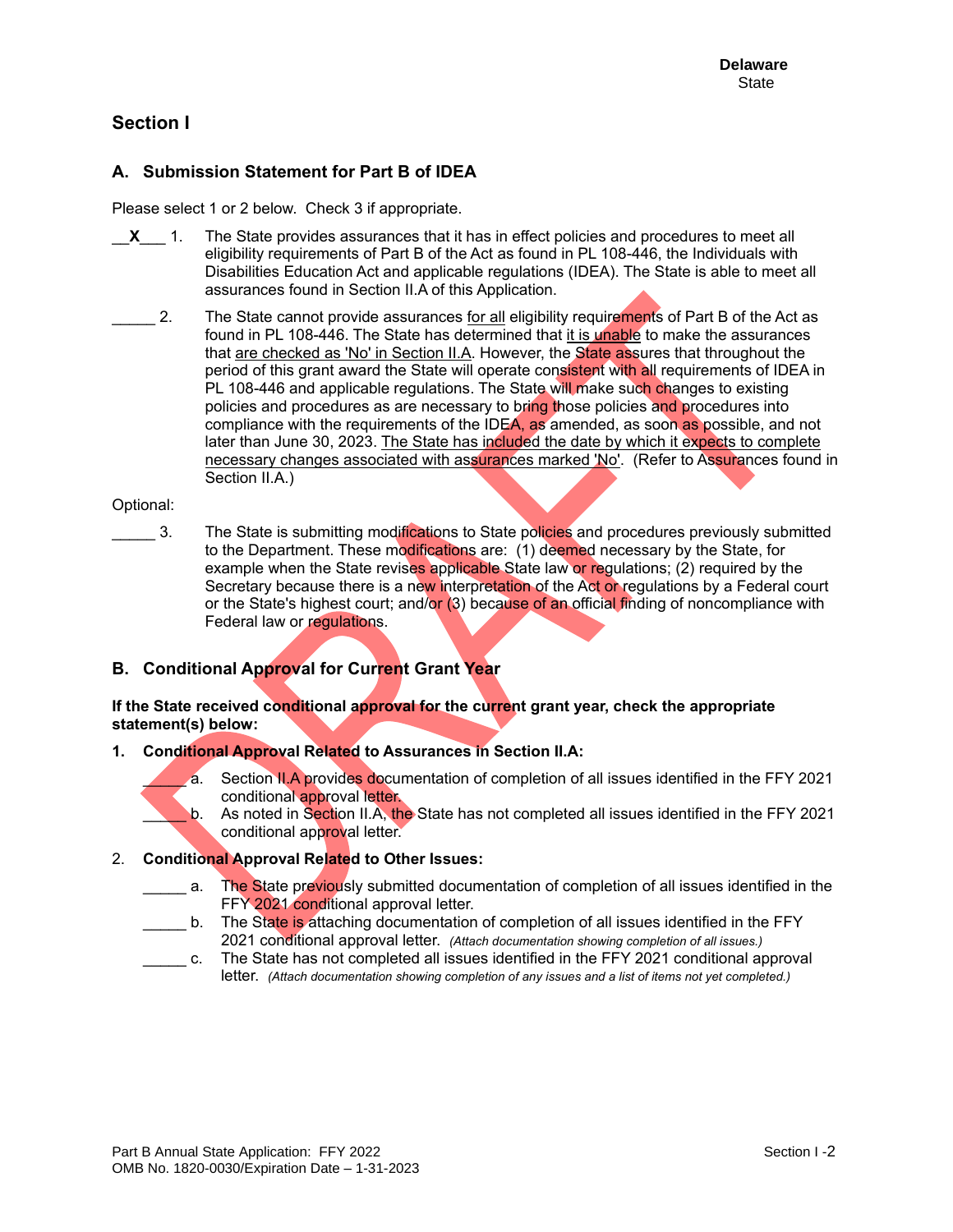Delaware
State

## Section I

### A. Submission Statement for Part B of IDEA

Please select 1 or 2 below. Check 3 if appropriate.

__**X**___ 1. The State provides assurances that it has in effect policies and procedures to meet all eligibility requirements of Part B of the Act as found in PL 108-446, the Individuals with Disabilities Education Act and applicable regulations (IDEA). The State is able to meet all assurances found in Section II.A of this Application.

_____ 2. The State cannot provide assurances <u>for all</u> eligibility requirements of Part B of the Act as found in PL 108-446. The State has determined that <u>it is unable</u> to make the assurances that <u>are checked as 'No' in Section II.A</u>. However, the State assures that throughout the period of this grant award the State will operate consistent with all requirements of IDEA in PL 108-446 and applicable regulations. The State will make such changes to existing policies and procedures as are necessary to bring those policies and procedures into compliance with the requirements of the IDEA, as amended, as soon as possible, and not later than June 30, 2023. <u>The State has included the date by which it expects to complete necessary changes associated with assurances marked 'No'</u>. (Refer to Assurances found in Section II.A.)

Optional:

_____ 3. The State is submitting modifications to State policies and procedures previously submitted to the Department. These modifications are: (1) deemed necessary by the State, for example when the State revises applicable State law or regulations; (2) required by the Secretary because there is a new interpretation of the Act or regulations by a Federal court or the State's highest court; and/or (3) because of an official finding of noncompliance with Federal law or regulations.

### B. Conditional Approval for Current Grant Year

**If the State received conditional approval for the current grant year, check the appropriate statement(s) below:**

**1. Conditional Approval Related to Assurances in Section II.A:**

_____ a. Section II.A provides documentation of completion of all issues identified in the FFY 2021 conditional approval letter.

_____ b. As noted in Section II.A, the State has not completed all issues identified in the FFY 2021 conditional approval letter.

2. **Conditional Approval Related to Other Issues:**

_____ a. The State previously submitted documentation of completion of all issues identified in the FFY 2021 conditional approval letter.

_____ b. The State is attaching documentation of completion of all issues identified in the FFY 2021 conditional approval letter. *(Attach documentation showing completion of all issues.)*

_____ c. The State has not completed all issues identified in the FFY 2021 conditional approval letter. *(Attach documentation showing completion of any issues and a list of items not yet completed.)*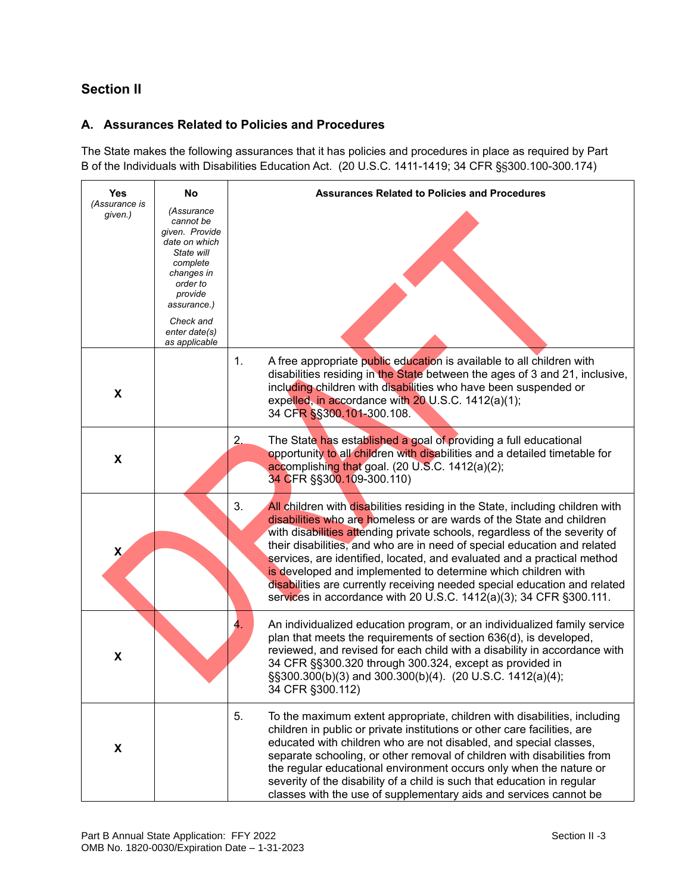## Section II

### A. Assurances Related to Policies and Procedures

The State makes the following assurances that it has policies and procedures in place as required by Part B of the Individuals with Disabilities Education Act. (20 U.S.C. 1411-1419; 34 CFR §§300.100-300.174)

| Yes *(Assurance is given.)* | No *(Assurance cannot be given. Provide date on which State will complete changes in order to provide assurance.)* *Check and enter date(s) as applicable* | Assurances Related to Policies and Procedures |
|---|---|---|
| X | | 1. A free appropriate public education is available to all children with disabilities residing in the State between the ages of 3 and 21, inclusive, including children with disabilities who have been suspended or expelled, in accordance with 20 U.S.C. 1412(a)(1); 34 CFR §§300.101-300.108. |
| X | | 2. The State has established a goal of providing a full educational opportunity to all children with disabilities and a detailed timetable for accomplishing that goal. (20 U.S.C. 1412(a)(2); 34 CFR §§300.109-300.110) |
| X | | 3. All children with disabilities residing in the State, including children with disabilities who are homeless or are wards of the State and children with disabilities attending private schools, regardless of the severity of their disabilities, and who are in need of special education and related services, are identified, located, and evaluated and a practical method is developed and implemented to determine which children with disabilities are currently receiving needed special education and related services in accordance with 20 U.S.C. 1412(a)(3); 34 CFR §300.111. |
| X | | 4. An individualized education program, or an individualized family service plan that meets the requirements of section 636(d), is developed, reviewed, and revised for each child with a disability in accordance with 34 CFR §§300.320 through 300.324, except as provided in §§300.300(b)(3) and 300.300(b)(4). (20 U.S.C. 1412(a)(4); 34 CFR §300.112) |
| X | | 5. To the maximum extent appropriate, children with disabilities, including children in public or private institutions or other care facilities, are educated with children who are not disabled, and special classes, separate schooling, or other removal of children with disabilities from the regular educational environment occurs only when the nature or severity of the disability of a child is such that education in regular classes with the use of supplementary aids and services cannot be |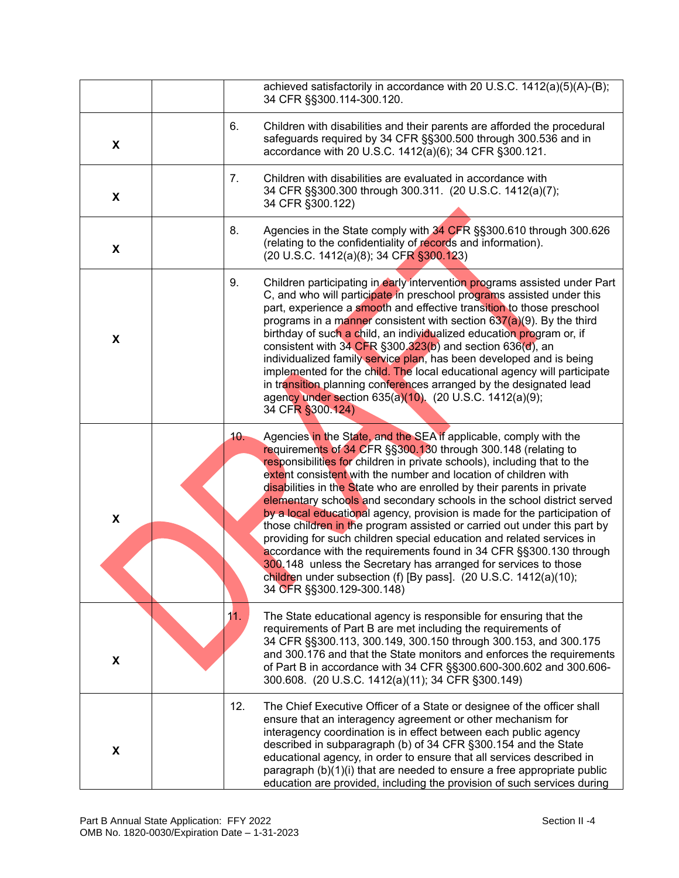| | | | |
|---|---|---|---|
| | | | achieved satisfactorily in accordance with 20 U.S.C. 1412(a)(5)(A)-(B); 34 CFR §§300.114-300.120. |
| X | | 6. | Children with disabilities and their parents are afforded the procedural safeguards required by 34 CFR §§300.500 through 300.536 and in accordance with 20 U.S.C. 1412(a)(6); 34 CFR §300.121. |
| X | | 7. | Children with disabilities are evaluated in accordance with 34 CFR §§300.300 through 300.311. (20 U.S.C. 1412(a)(7); 34 CFR §300.122) |
| X | | 8. | Agencies in the State comply with 34 CFR §§300.610 through 300.626 (relating to the confidentiality of records and information). (20 U.S.C. 1412(a)(8); 34 CFR §300.123) |
| X | | 9. | Children participating in early intervention programs assisted under Part C, and who will participate in preschool programs assisted under this part, experience a smooth and effective transition to those preschool programs in a manner consistent with section 637(a)(9). By the third birthday of such a child, an individualized education program or, if consistent with 34 CFR §300.323(b) and section 636(d), an individualized family service plan, has been developed and is being implemented for the child. The local educational agency will participate in transition planning conferences arranged by the designated lead agency under section 635(a)(10). (20 U.S.C. 1412(a)(9); 34 CFR §300.124) |
| X | | 10. | Agencies in the State, and the SEA if applicable, comply with the requirements of 34 CFR §§300.130 through 300.148 (relating to responsibilities for children in private schools), including that to the extent consistent with the number and location of children with disabilities in the State who are enrolled by their parents in private elementary schools and secondary schools in the school district served by a local educational agency, provision is made for the participation of those children in the program assisted or carried out under this part by providing for such children special education and related services in accordance with the requirements found in 34 CFR §§300.130 through 300.148 unless the Secretary has arranged for services to those children under subsection (f) [By pass]. (20 U.S.C. 1412(a)(10); 34 CFR §§300.129-300.148) |
| X | | 11. | The State educational agency is responsible for ensuring that the requirements of Part B are met including the requirements of 34 CFR §§300.113, 300.149, 300.150 through 300.153, and 300.175 and 300.176 and that the State monitors and enforces the requirements of Part B in accordance with 34 CFR §§300.600-300.602 and 300.606-300.608. (20 U.S.C. 1412(a)(11); 34 CFR §300.149) |
| X | | 12. | The Chief Executive Officer of a State or designee of the officer shall ensure that an interagency agreement or other mechanism for interagency coordination is in effect between each public agency described in subparagraph (b) of 34 CFR §300.154 and the State educational agency, in order to ensure that all services described in paragraph (b)(1)(i) that are needed to ensure a free appropriate public education are provided, including the provision of such services during |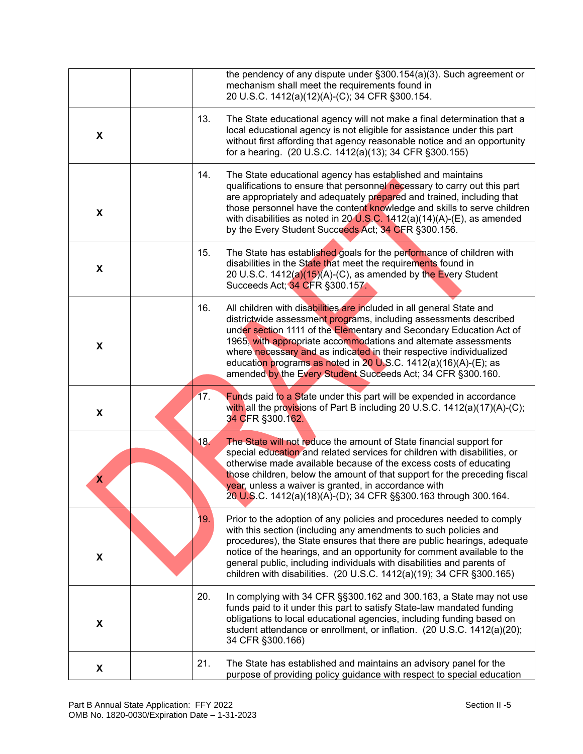| | | | |
|---|---|---|---|
| | | | the pendency of any dispute under §300.154(a)(3). Such agreement or mechanism shall meet the requirements found in 20 U.S.C. 1412(a)(12)(A)-(C); 34 CFR §300.154. |
| X | | 13. | The State educational agency will not make a final determination that a local educational agency is not eligible for assistance under this part without first affording that agency reasonable notice and an opportunity for a hearing. (20 U.S.C. 1412(a)(13); 34 CFR §300.155) |
| X | | 14. | The State educational agency has established and maintains qualifications to ensure that personnel necessary to carry out this part are appropriately and adequately prepared and trained, including that those personnel have the content knowledge and skills to serve children with disabilities as noted in 20 U.S.C. 1412(a)(14)(A)-(E), as amended by the Every Student Succeeds Act; 34 CFR §300.156. |
| X | | 15. | The State has established goals for the performance of children with disabilities in the State that meet the requirements found in 20 U.S.C. 1412(a)(15)(A)-(C), as amended by the Every Student Succeeds Act; 34 CFR §300.157. |
| X | | 16. | All children with disabilities are included in all general State and districtwide assessment programs, including assessments described under section 1111 of the Elementary and Secondary Education Act of 1965, with appropriate accommodations and alternate assessments where necessary and as indicated in their respective individualized education programs as noted in 20 U.S.C. 1412(a)(16)(A)-(E); as amended by the Every Student Succeeds Act; 34 CFR §300.160. |
| X | | 17. | Funds paid to a State under this part will be expended in accordance with all the provisions of Part B including 20 U.S.C. 1412(a)(17)(A)-(C); 34 CFR §300.162. |
| X | | 18. | The State will not reduce the amount of State financial support for special education and related services for children with disabilities, or otherwise made available because of the excess costs of educating those children, below the amount of that support for the preceding fiscal year, unless a waiver is granted, in accordance with 20 U.S.C. 1412(a)(18)(A)-(D); 34 CFR §§300.163 through 300.164. |
| X | | 19. | Prior to the adoption of any policies and procedures needed to comply with this section (including any amendments to such policies and procedures), the State ensures that there are public hearings, adequate notice of the hearings, and an opportunity for comment available to the general public, including individuals with disabilities and parents of children with disabilities. (20 U.S.C. 1412(a)(19); 34 CFR §300.165) |
| X | | 20. | In complying with 34 CFR §§300.162 and 300.163, a State may not use funds paid to it under this part to satisfy State-law mandated funding obligations to local educational agencies, including funding based on student attendance or enrollment, or inflation. (20 U.S.C. 1412(a)(20); 34 CFR §300.166) |
| X | | 21. | The State has established and maintains an advisory panel for the purpose of providing policy guidance with respect to special education |

Part B Annual State Application: FFY 2022
OMB No. 1820-0030/Expiration Date – 1-31-2023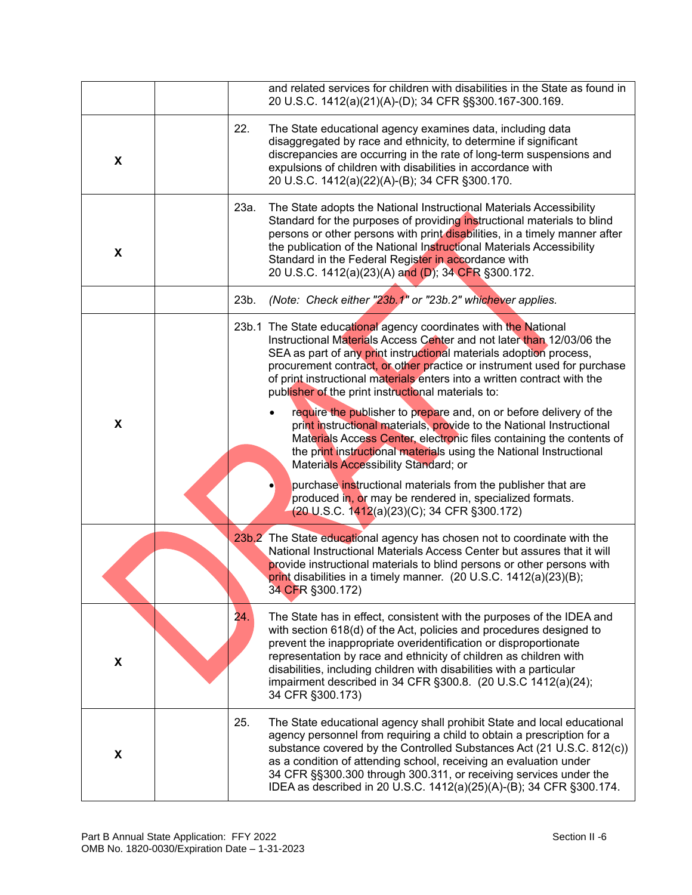| | | | |
|---|---|---|---|
| | | | and related services for children with disabilities in the State as found in 20 U.S.C. 1412(a)(21)(A)-(D); 34 CFR §§300.167-300.169. |
| X | | 22. | The State educational agency examines data, including data disaggregated by race and ethnicity, to determine if significant discrepancies are occurring in the rate of long-term suspensions and expulsions of children with disabilities in accordance with 20 U.S.C. 1412(a)(22)(A)-(B); 34 CFR §300.170. |
| X | | 23a. | The State adopts the National Instructional Materials Accessibility Standard for the purposes of providing instructional materials to blind persons or other persons with print disabilities, in a timely manner after the publication of the National Instructional Materials Accessibility Standard in the Federal Register in accordance with 20 U.S.C. 1412(a)(23)(A) and (D); 34 CFR §300.172. |
| | | 23b. | *(Note: Check either "23b.1" or "23b.2" whichever applies.* |
| X | | 23b.1 | The State educational agency coordinates with the National Instructional Materials Access Center and not later than 12/03/06 the SEA as part of any print instructional materials adoption process, procurement contract, or other practice or instrument used for purchase of print instructional materials enters into a written contract with the publisher of the print instructional materials to:<br>• require the publisher to prepare and, on or before delivery of the print instructional materials, provide to the National Instructional Materials Access Center, electronic files containing the contents of the print instructional materials using the National Instructional Materials Accessibility Standard; or<br>• purchase instructional materials from the publisher that are produced in, or may be rendered in, specialized formats. (20 U.S.C. 1412(a)(23)(C); 34 CFR §300.172) |
| | | 23b.2 | The State educational agency has chosen not to coordinate with the National Instructional Materials Access Center but assures that it will provide instructional materials to blind persons or other persons with print disabilities in a timely manner. (20 U.S.C. 1412(a)(23)(B); 34 CFR §300.172) |
| X | | 24. | The State has in effect, consistent with the purposes of the IDEA and with section 618(d) of the Act, policies and procedures designed to prevent the inappropriate overidentification or disproportionate representation by race and ethnicity of children as children with disabilities, including children with disabilities with a particular impairment described in 34 CFR §300.8. (20 U.S.C 1412(a)(24); 34 CFR §300.173) |
| X | | 25. | The State educational agency shall prohibit State and local educational agency personnel from requiring a child to obtain a prescription for a substance covered by the Controlled Substances Act (21 U.S.C. 812(c)) as a condition of attending school, receiving an evaluation under 34 CFR §§300.300 through 300.311, or receiving services under the IDEA as described in 20 U.S.C. 1412(a)(25)(A)-(B); 34 CFR §300.174. |

Part B Annual State Application: FFY 2022
OMB No. 1820-0030/Expiration Date – 1-31-2023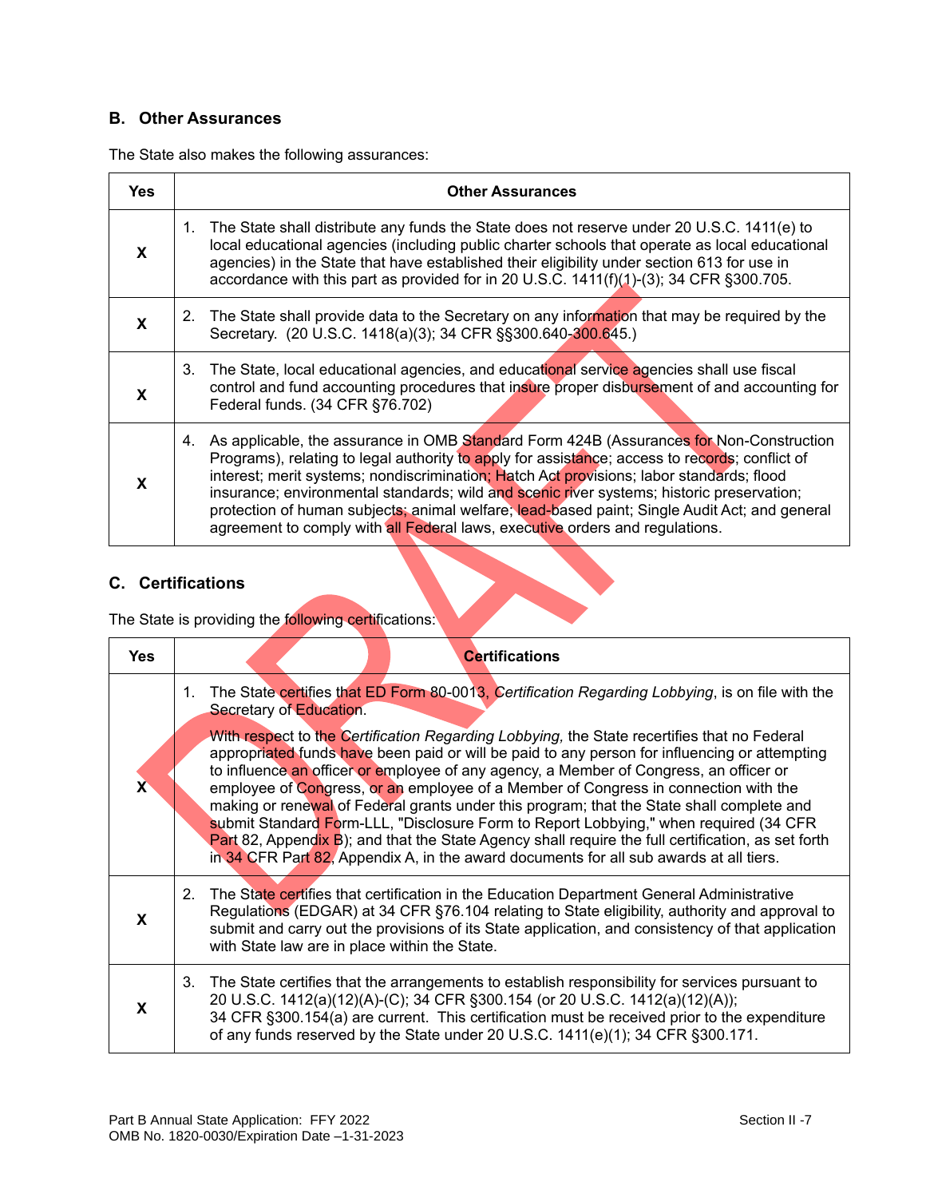## B. Other Assurances

The State also makes the following assurances:

| Yes | Other Assurances |
|---|---|
| X | 1. The State shall distribute any funds the State does not reserve under 20 U.S.C. 1411(e) to local educational agencies (including public charter schools that operate as local educational agencies) in the State that have established their eligibility under section 613 for use in accordance with this part as provided for in 20 U.S.C. 1411(f)(1)-(3); 34 CFR §300.705. |
| X | 2. The State shall provide data to the Secretary on any information that may be required by the Secretary. (20 U.S.C. 1418(a)(3); 34 CFR §§300.640-300.645.) |
| X | 3. The State, local educational agencies, and educational service agencies shall use fiscal control and fund accounting procedures that insure proper disbursement of and accounting for Federal funds. (34 CFR §76.702) |
| X | 4. As applicable, the assurance in OMB Standard Form 424B (Assurances for Non-Construction Programs), relating to legal authority to apply for assistance; access to records; conflict of interest; merit systems; nondiscrimination; Hatch Act provisions; labor standards; flood insurance; environmental standards; wild and scenic river systems; historic preservation; protection of human subjects; animal welfare; lead-based paint; Single Audit Act; and general agreement to comply with all Federal laws, executive orders and regulations. |

## C. Certifications

The State is providing the following certifications:

| Yes | Certifications |
|---|---|
| X | 1. The State certifies that ED Form 80-0013, *Certification Regarding Lobbying*, is on file with the Secretary of Education.<br><br>With respect to the *Certification Regarding Lobbying,* the State recertifies that no Federal appropriated funds have been paid or will be paid to any person for influencing or attempting to influence an officer or employee of any agency, a Member of Congress, an officer or employee of Congress, or an employee of a Member of Congress in connection with the making or renewal of Federal grants under this program; that the State shall complete and submit Standard Form-LLL, "Disclosure Form to Report Lobbying," when required (34 CFR Part 82, Appendix B); and that the State Agency shall require the full certification, as set forth in 34 CFR Part 82, Appendix A, in the award documents for all sub awards at all tiers. |
| X | 2. The State certifies that certification in the Education Department General Administrative Regulations (EDGAR) at 34 CFR §76.104 relating to State eligibility, authority and approval to submit and carry out the provisions of its State application, and consistency of that application with State law are in place within the State. |
| X | 3. The State certifies that the arrangements to establish responsibility for services pursuant to 20 U.S.C. 1412(a)(12)(A)-(C); 34 CFR §300.154 (or 20 U.S.C. 1412(a)(12)(A)); 34 CFR §300.154(a) are current. This certification must be received prior to the expenditure of any funds reserved by the State under 20 U.S.C. 1411(e)(1); 34 CFR §300.171. |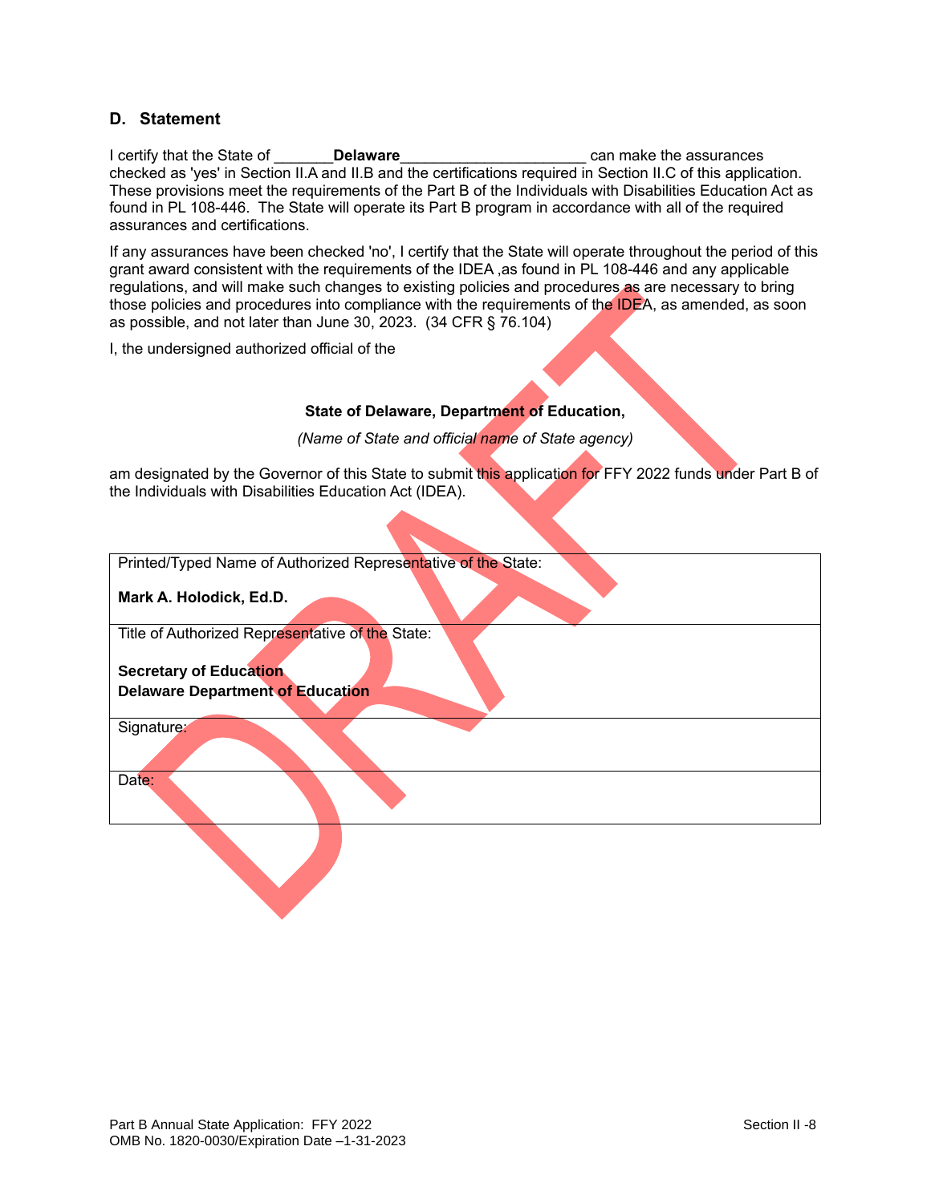## D. Statement

I certify that the State of _______**Delaware**_____________________ can make the assurances checked as 'yes' in Section II.A and II.B and the certifications required in Section II.C of this application. These provisions meet the requirements of the Part B of the Individuals with Disabilities Education Act as found in PL 108-446. The State will operate its Part B program in accordance with all of the required assurances and certifications.

If any assurances have been checked 'no', I certify that the State will operate throughout the period of this grant award consistent with the requirements of the IDEA ,as found in PL 108-446 and any applicable regulations, and will make such changes to existing policies and procedures as are necessary to bring those policies and procedures into compliance with the requirements of the IDEA, as amended, as soon as possible, and not later than June 30, 2023. (34 CFR § 76.104)

I, the undersigned authorized official of the

**State of Delaware, Department of Education,**

*(Name of State and official name of State agency)*

am designated by the Governor of this State to submit this application for FFY 2022 funds under Part B of the Individuals with Disabilities Education Act (IDEA).

| Printed/Typed Name of Authorized Representative of the State:<br><br>**Mark A. Holodick, Ed.D.** |
|---|
| Title of Authorized Representative of the State:<br><br>**Secretary of Education**<br>**Delaware Department of Education** |
| Signature: |
| Date: |

DRAFT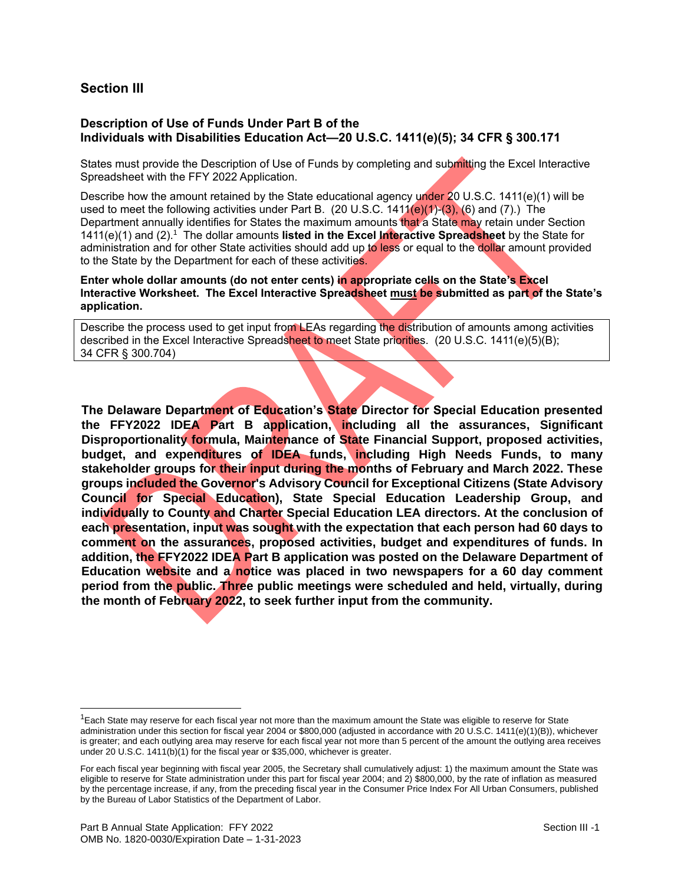## Section III

### Description of Use of Funds Under Part B of the Individuals with Disabilities Education Act—20 U.S.C. 1411(e)(5); 34 CFR § 300.171

States must provide the Description of Use of Funds by completing and submitting the Excel Interactive Spreadsheet with the FFY 2022 Application.

Describe how the amount retained by the State educational agency under 20 U.S.C. 1411(e)(1) will be used to meet the following activities under Part B. (20 U.S.C. 1411(e)(1)-(3), (6) and (7).) The Department annually identifies for States the maximum amounts that a State may retain under Section 1411(e)(1) and (2).[1] The dollar amounts **listed in the Excel Interactive Spreadsheet** by the State for administration and for other State activities should add up to less or equal to the dollar amount provided to the State by the Department for each of these activities.

**Enter whole dollar amounts (do not enter cents) in appropriate cells on the State's Excel Interactive Worksheet. The Excel Interactive Spreadsheet must be submitted as part of the State's application.**

Describe the process used to get input from LEAs regarding the distribution of amounts among activities described in the Excel Interactive Spreadsheet to meet State priorities. (20 U.S.C. 1411(e)(5)(B); 34 CFR § 300.704)

**The Delaware Department of Education's State Director for Special Education presented the FFY2022 IDEA Part B application, including all the assurances, Significant Disproportionality formula, Maintenance of State Financial Support, proposed activities, budget, and expenditures of IDEA funds, including High Needs Funds, to many stakeholder groups for their input during the months of February and March 2022. These groups included the Governor's Advisory Council for Exceptional Citizens (State Advisory Council for Special Education), State Special Education Leadership Group, and individually to County and Charter Special Education LEA directors. At the conclusion of each presentation, input was sought with the expectation that each person had 60 days to comment on the assurances, proposed activities, budget and expenditures of funds. In addition, the FFY2022 IDEA Part B application was posted on the Delaware Department of Education website and a notice was placed in two newspapers for a 60 day comment period from the public. Three public meetings were scheduled and held, virtually, during the month of February 2022, to seek further input from the community.**

---

[1] Each State may reserve for each fiscal year not more than the maximum amount the State was eligible to reserve for State administration under this section for fiscal year 2004 or $800,000 (adjusted in accordance with 20 U.S.C. 1411(e)(1)(B)), whichever is greater; and each outlying area may reserve for each fiscal year not more than 5 percent of the amount the outlying area receives under 20 U.S.C. 1411(b)(1) for the fiscal year or $35,000, whichever is greater.

For each fiscal year beginning with fiscal year 2005, the Secretary shall cumulatively adjust: 1) the maximum amount the State was eligible to reserve for State administration under this part for fiscal year 2004; and 2) $800,000, by the rate of inflation as measured by the percentage increase, if any, from the preceding fiscal year in the Consumer Price Index For All Urban Consumers, published by the Bureau of Labor Statistics of the Department of Labor.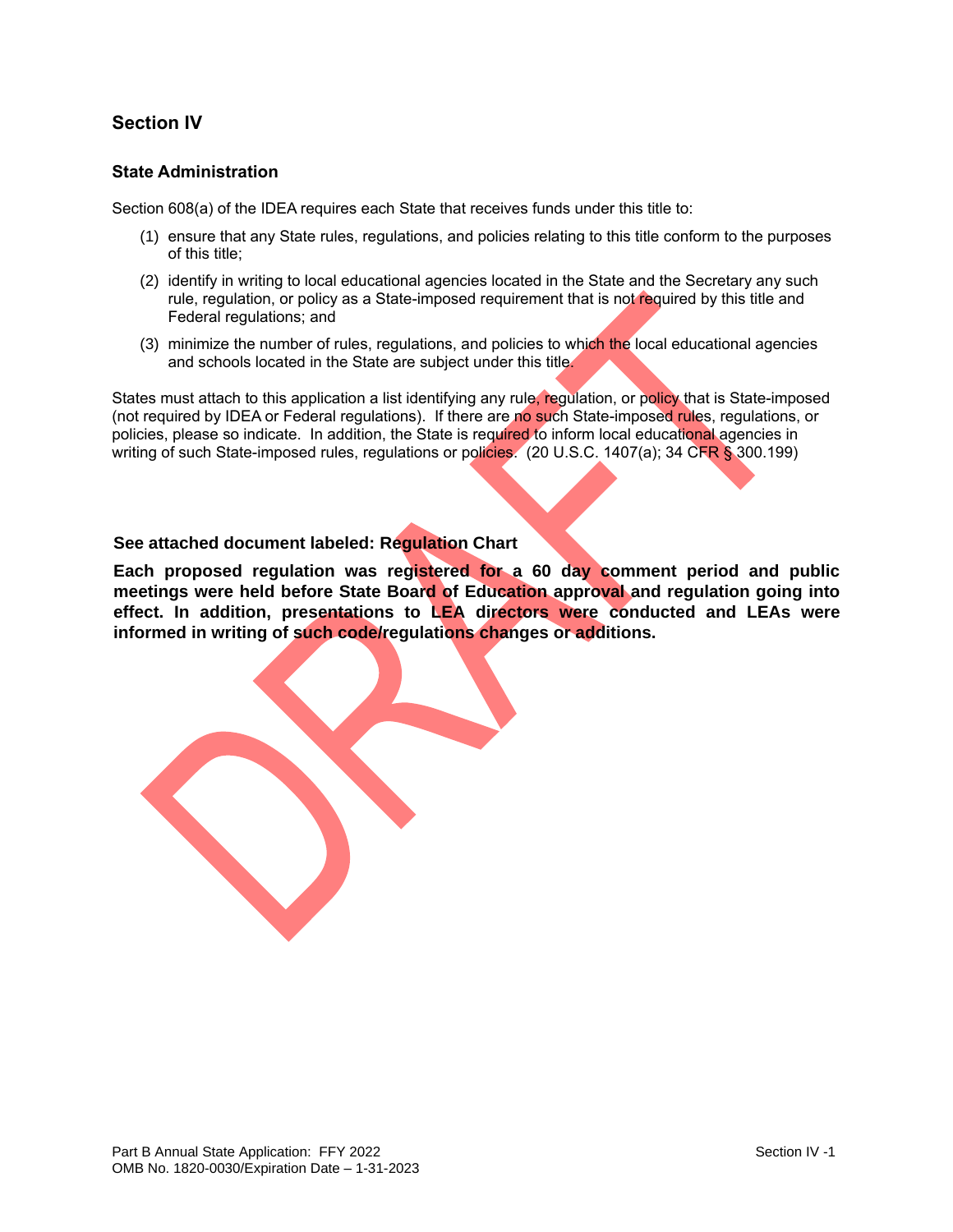## Section IV

### State Administration

Section 608(a) of the IDEA requires each State that receives funds under this title to:

(1) ensure that any State rules, regulations, and policies relating to this title conform to the purposes of this title;

(2) identify in writing to local educational agencies located in the State and the Secretary any such rule, regulation, or policy as a State-imposed requirement that is not required by this title and Federal regulations; and

(3) minimize the number of rules, regulations, and policies to which the local educational agencies and schools located in the State are subject under this title.

States must attach to this application a list identifying any rule, regulation, or policy that is State-imposed (not required by IDEA or Federal regulations). If there are no such State-imposed rules, regulations, or policies, please so indicate. In addition, the State is required to inform local educational agencies in writing of such State-imposed rules, regulations or policies. (20 U.S.C. 1407(a); 34 CFR § 300.199)

**See attached document labeled: Regulation Chart**

**Each proposed regulation was registered for a 60 day comment period and public meetings were held before State Board of Education approval and regulation going into effect. In addition, presentations to LEA directors were conducted and LEAs were informed in writing of such code/regulations changes or additions.**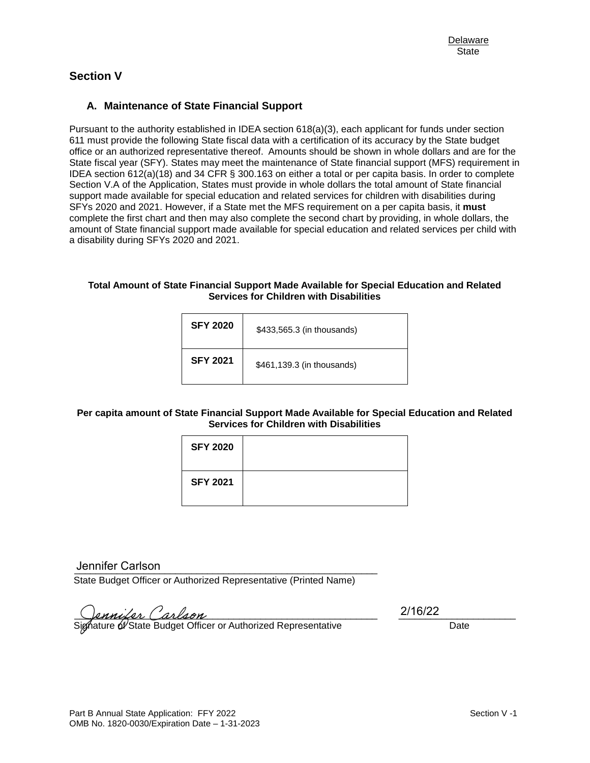Delaware
State

## Section V

### A. Maintenance of State Financial Support

Pursuant to the authority established in IDEA section 618(a)(3), each applicant for funds under section 611 must provide the following State fiscal data with a certification of its accuracy by the State budget office or an authorized representative thereof. Amounts should be shown in whole dollars and are for the State fiscal year (SFY). States may meet the maintenance of State financial support (MFS) requirement in IDEA section 612(a)(18) and 34 CFR § 300.163 on either a total or per capita basis. In order to complete Section V.A of the Application, States must provide in whole dollars the total amount of State financial support made available for special education and related services for children with disabilities during SFYs 2020 and 2021. However, if a State met the MFS requirement on a per capita basis, it **must** complete the first chart and then may also complete the second chart by providing, in whole dollars, the amount of State financial support made available for special education and related services per child with a disability during SFYs 2020 and 2021.

**Total Amount of State Financial Support Made Available for Special Education and Related Services for Children with Disabilities**

| | |
|---|---|
| **SFY 2020** | $433,565.3 (in thousands) |
| **SFY 2021** | $461,139.3 (in thousands) |

**Per capita amount of State Financial Support Made Available for Special Education and Related Services for Children with Disabilities**

| | |
|---|---|
| **SFY 2020** | |
| **SFY 2021** | |

Jennifer Carlson
State Budget Officer or Authorized Representative (Printed Name)

Jennifer Carlson                                                  2/16/22
Signature of State Budget Officer or Authorized Representative                    Date

Part B Annual State Application: FFY 2022
OMB No. 1820-0030/Expiration Date – 1-31-2023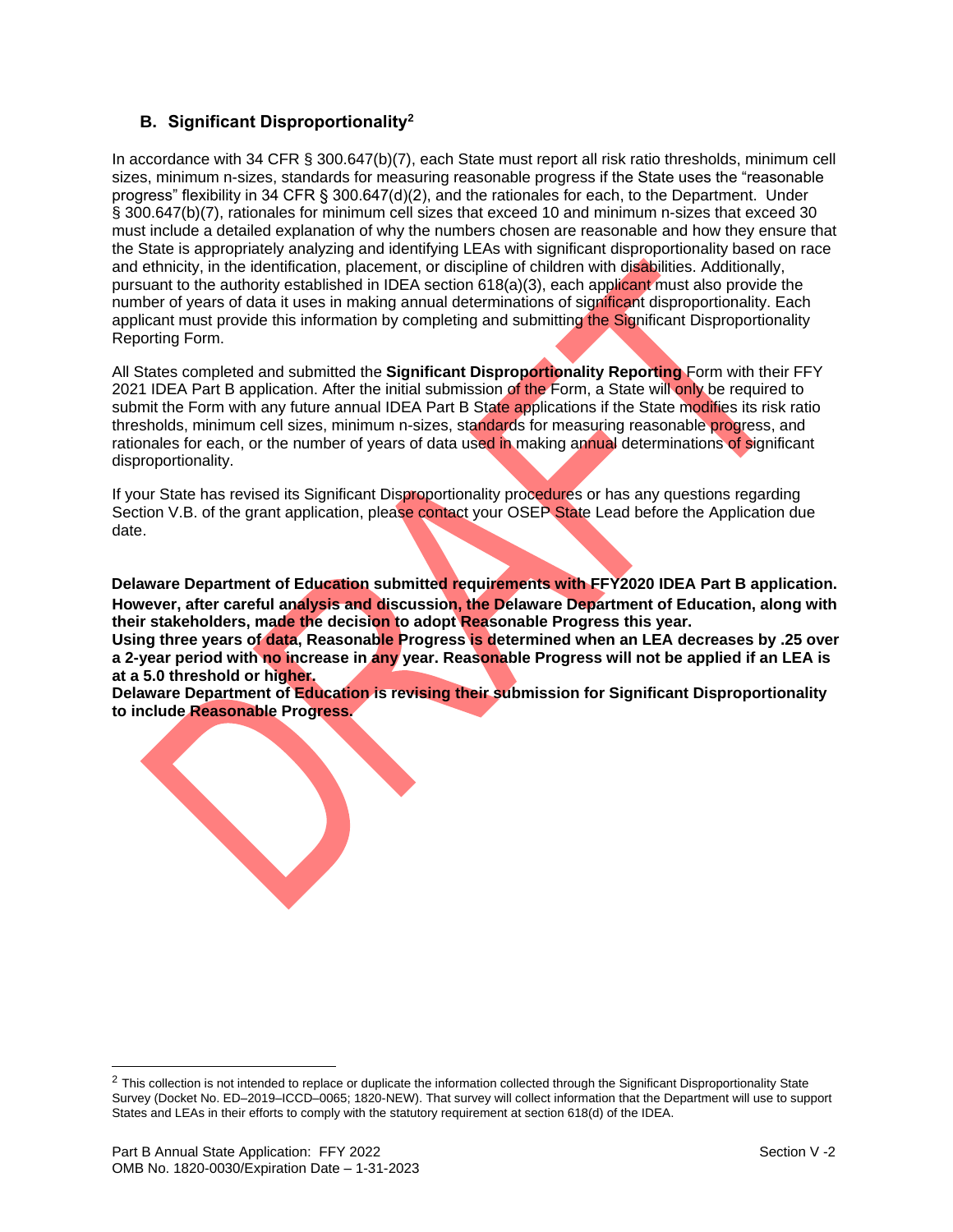## B. Significant Disproportionality[2]

In accordance with 34 CFR § 300.647(b)(7), each State must report all risk ratio thresholds, minimum cell sizes, minimum n-sizes, standards for measuring reasonable progress if the State uses the "reasonable progress" flexibility in 34 CFR § 300.647(d)(2), and the rationales for each, to the Department. Under § 300.647(b)(7), rationales for minimum cell sizes that exceed 10 and minimum n-sizes that exceed 30 must include a detailed explanation of why the numbers chosen are reasonable and how they ensure that the State is appropriately analyzing and identifying LEAs with significant disproportionality based on race and ethnicity, in the identification, placement, or discipline of children with disabilities. Additionally, pursuant to the authority established in IDEA section 618(a)(3), each applicant must also provide the number of years of data it uses in making annual determinations of significant disproportionality. Each applicant must provide this information by completing and submitting the Significant Disproportionality Reporting Form.

All States completed and submitted the **Significant Disproportionality Reporting** Form with their FFY 2021 IDEA Part B application. After the initial submission of the Form, a State will only be required to submit the Form with any future annual IDEA Part B State applications if the State modifies its risk ratio thresholds, minimum cell sizes, minimum n-sizes, standards for measuring reasonable progress, and rationales for each, or the number of years of data used in making annual determinations of significant disproportionality.

If your State has revised its Significant Disproportionality procedures or has any questions regarding Section V.B. of the grant application, please contact your OSEP State Lead before the Application due date.

**Delaware Department of Education submitted requirements with FFY2020 IDEA Part B application.**
**However, after careful analysis and discussion, the Delaware Department of Education, along with their stakeholders, made the decision to adopt Reasonable Progress this year.**
**Using three years of data, Reasonable Progress is determined when an LEA decreases by .25 over a 2-year period with no increase in any year. Reasonable Progress will not be applied if an LEA is at a 5.0 threshold or higher.**
**Delaware Department of Education is revising their submission for Significant Disproportionality to include Reasonable Progress.**

---

[2] This collection is not intended to replace or duplicate the information collected through the Significant Disproportionality State Survey (Docket No. ED–2019–ICCD–0065; 1820-NEW). That survey will collect information that the Department will use to support States and LEAs in their efforts to comply with the statutory requirement at section 618(d) of the IDEA.